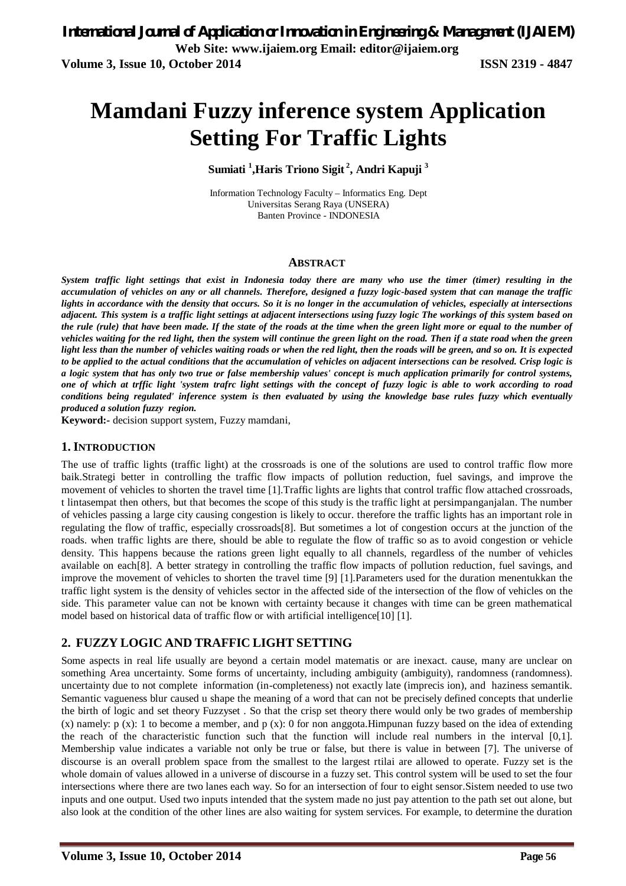# Mamdani Fuzzy inference system Application Setting For Traffic Lights

**Sumiati [1], Haris Triono Sigit [2], Andri Kapuji [3]**

Information Technology Faculty – Informatics Eng. Dept
Universitas Serang Raya (UNSERA)
Banten Province - INDONESIA

## ABSTRACT

***System traffic light settings that exist in Indonesia today there are many who use the timer (timer) resulting in the accumulation of vehicles on any or all channels. Therefore, designed a fuzzy logic-based system that can manage the traffic lights in accordance with the density that occurs. So it is no longer in the accumulation of vehicles, especially at intersections adjacent. This system is a traffic light settings at adjacent intersections using fuzzy logic The workings of this system based on the rule (rule) that have been made. If the state of the roads at the time when the green light more or equal to the number of vehicles waiting for the red light, then the system will continue the green light on the road. Then if a state road when the green light less than the number of vehicles waiting roads or when the red light, then the roads will be green, and so on. It is expected to be applied to the actual conditions that the accumulation of vehicles on adjacent intersections can be resolved. Crisp logic is a logic system that has only two true or false membership values' concept is much application primarily for control systems, one of which at trffic light 'system trafrc light settings with the concept of fuzzy logic is able to work according to road conditions being regulated' inference system is then evaluated by using the knowledge base rules fuzzy which eventually produced a solution fuzzy region.***

**Keyword:-** decision support system, Fuzzy mamdani,

## 1. INTRODUCTION

The use of traffic lights (traffic light) at the crossroads is one of the solutions are used to control traffic flow more baik.Strategi better in controlling the traffic flow impacts of pollution reduction, fuel savings, and improve the movement of vehicles to shorten the travel time [1].Traffic lights are lights that control traffic flow attached crossroads, t lintasempat then others, but that becomes the scope of this study is the traffic light at persimpanganjalan. The number of vehicles passing a large city causing congestion is likely to occur. therefore the traffic lights has an important role in regulating the flow of traffic, especially crossroads[8]. But sometimes a lot of congestion occurs at the junction of the roads. when traffic lights are there, should be able to regulate the flow of traffic so as to avoid congestion or vehicle density. This happens because the rations green light equally to all channels, regardless of the number of vehicles available on each[8]. A better strategy in controlling the traffic flow impacts of pollution reduction, fuel savings, and improve the movement of vehicles to shorten the travel time [9] [1].Parameters used for the duration menentukkan the traffic light system is the density of vehicles sector in the affected side of the intersection of the flow of vehicles on the side. This parameter value can not be known with certainty because it changes with time can be green mathematical model based on historical data of traffic flow or with artificial intelligence[10] [1].

## 2. FUZZY LOGIC AND TRAFFIC LIGHT SETTING

Some aspects in real life usually are beyond a certain model matematis or are inexact. cause, many are unclear on something Area uncertainty. Some forms of uncertainty, including ambiguity (ambiguity), randomness (randomness). uncertainty due to not complete information (in-completeness) not exactly late (imprecis ion), and haziness semantik. Semantic vagueness blur caused u shape the meaning of a word that can not be precisely defined concepts that underlie the birth of logic and set theory Fuzzyset . So that the crisp set theory there would only be two grades of membership (x) namely: p (x): 1 to become a member, and p (x): 0 for non anggota.Himpunan fuzzy based on the idea of extending the reach of the characteristic function such that the function will include real numbers in the interval [0,1]. Membership value indicates a variable not only be true or false, but there is value in between [7]. The universe of discourse is an overall problem space from the smallest to the largest rtilai are allowed to operate. Fuzzy set is the whole domain of values allowed in a universe of discourse in a fuzzy set. This control system will be used to set the four intersections where there are two lanes each way. So for an intersection of four to eight sensor.Sistem needed to use two inputs and one output. Used two inputs intended that the system made no just pay attention to the path set out alone, but also look at the condition of the other lines are also waiting for system services. For example, to determine the duration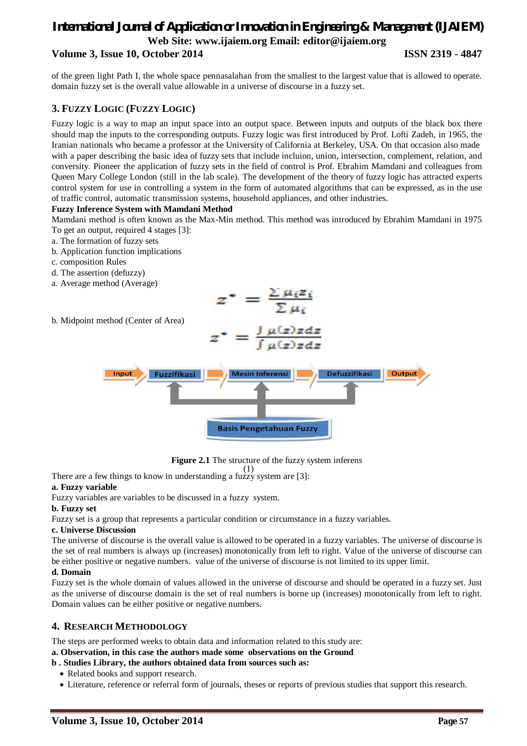of the green light Path I, the whole space pennasalahan from the smallest to the largest value that is allowed to operate. domain fuzzy set is the overall value allowable in a universe of discourse in a fuzzy set.

## 3. Fuzzy Logic (Fuzzy Logic)

Fuzzy logic is a way to map an input space into an output space. Between inputs and outputs of the black box there should map the inputs to the corresponding outputs. Fuzzy logic was first introduced by Prof. Lofti Zadeh, in 1965, the Iranian nationals who became a professor at the University of California at Berkeley, USA. On that occasion also made with a paper describing the basic idea of fuzzy sets that include incluion, union, intersection, complement, relation, and conversity. Pioneer the application of fuzzy sets in the field of control is Prof. Ebrahim Mamdani and colleagues from Queen Mary College London (still in the lab scale). The development of the theory of fuzzy logic has attracted experts control system for use in controlling a system in the form of automated algorithms that can be expressed, as in the use of traffic control, automatic transmission systems, household appliances, and other industries.

**Fuzzy Inference System with Mamdani Method**

Mamdani method is often known as the Max-Min method. This method was introduced by Ebrahim Mamdani in 1975 To get an output, required 4 stages [3]:

a. The formation of fuzzy sets
b. Application function implications
c. composition Rules
d. The assertion (defuzzy)
a. Average method (Average)

$$z^* = \frac{\sum \mu_i z_i}{\sum \mu_i}$$

b. Midpoint method (Center of Area)

$$z^* = \frac{\int \mu(z) z dz}{\int \mu(z) z dz}$$

Input → Fuzzifikasi → Mesin Inferensi → Defuzzifikasi → Output

Basis Pengetahuan Fuzzy

**Figure 2.1** The structure of the fuzzy system inferens

(1)

There are a few things to know in understanding a fuzzy system are [3]:

**a. Fuzzy variable**

Fuzzy variables are variables to be discussed in a fuzzy system.

**b. Fuzzy set**

Fuzzy set is a group that represents a particular condition or circumstance in a fuzzy variables.

**c. Universe Discussion**

The universe of discourse is the overall value is allowed to be operated in a fuzzy variables. The universe of discourse is the set of real numbers is always up (increases) monotonically from left to right. Value of the universe of discourse can be either positive or negative numbers. value of the universe of discourse is not limited to its upper limit.

**d. Domain**

Fuzzy set is the whole domain of values allowed in the universe of discourse and should be operated in a fuzzy set. Just as the universe of discourse domain is the set of real numbers is borne up (increases) monotonically from left to right. Domain values can be either positive or negative numbers.

## 4. Research Methodology

The steps are performed weeks to obtain data and information related to this study are:

**a. Observation, in this case the authors made some observations on the Ground**

**b . Studies Library, the authors obtained data from sources such as:**

- Related books and support research.
- Literature, reference or referral form of journals, theses or reports of previous studies that support this research.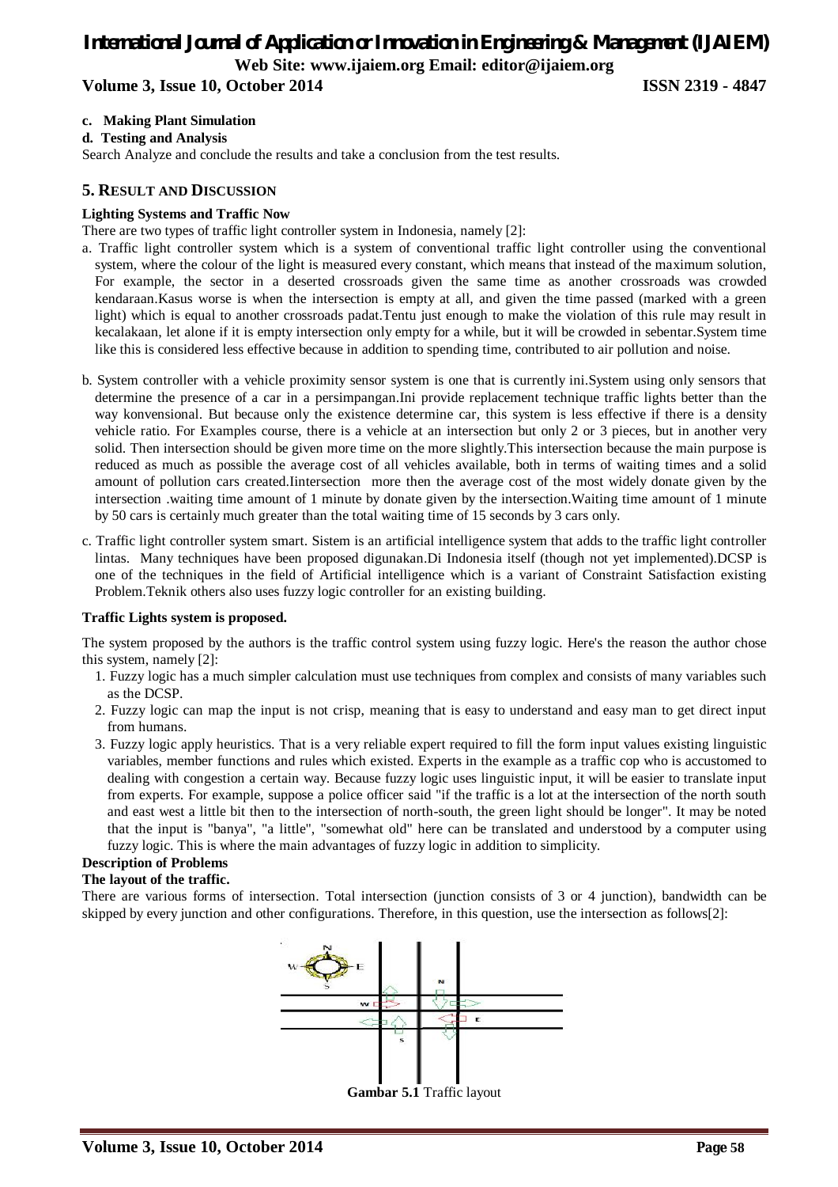**c. Making Plant Simulation**

**d. Testing and Analysis**

Search Analyze and conclude the results and take a conclusion from the test results.

## 5. Result and Discussion

**Lighting Systems and Traffic Now**

There are two types of traffic light controller system in Indonesia, namely [2]:

a. Traffic light controller system which is a system of conventional traffic light controller using the conventional system, where the colour of the light is measured every constant, which means that instead of the maximum solution, For example, the sector in a deserted crossroads given the same time as another crossroads was crowded kendaraan.Kasus worse is when the intersection is empty at all, and given the time passed (marked with a green light) which is equal to another crossroads padat.Tentu just enough to make the violation of this rule may result in kecalakaan, let alone if it is empty intersection only empty for a while, but it will be crowded in sebentar.System time like this is considered less effective because in addition to spending time, contributed to air pollution and noise.

b. System controller with a vehicle proximity sensor system is one that is currently ini.System using only sensors that determine the presence of a car in a persimpangan.Ini provide replacement technique traffic lights better than the way konvensional. But because only the existence determine car, this system is less effective if there is a density vehicle ratio. For Examples course, there is a vehicle at an intersection but only 2 or 3 pieces, but in another very solid. Then intersection should be given more time on the more slightly.This intersection because the main purpose is reduced as much as possible the average cost of all vehicles available, both in terms of waiting times and a solid amount of pollution cars created.Iintersection more then the average cost of the most widely donate given by the intersection .waiting time amount of 1 minute by donate given by the intersection.Waiting time amount of 1 minute by 50 cars is certainly much greater than the total waiting time of 15 seconds by 3 cars only.

c. Traffic light controller system smart. Sistem is an artificial intelligence system that adds to the traffic light controller lintas. Many techniques have been proposed digunakan.Di Indonesia itself (though not yet implemented).DCSP is one of the techniques in the field of Artificial intelligence which is a variant of Constraint Satisfaction existing Problem.Teknik others also uses fuzzy logic controller for an existing building.

**Traffic Lights system is proposed.**

The system proposed by the authors is the traffic control system using fuzzy logic. Here's the reason the author chose this system, namely [2]:

1. Fuzzy logic has a much simpler calculation must use techniques from complex and consists of many variables such as the DCSP.
2. Fuzzy logic can map the input is not crisp, meaning that is easy to understand and easy man to get direct input from humans.
3. Fuzzy logic apply heuristics. That is a very reliable expert required to fill the form input values existing linguistic variables, member functions and rules which existed. Experts in the example as a traffic cop who is accustomed to dealing with congestion a certain way. Because fuzzy logic uses linguistic input, it will be easier to translate input from experts. For example, suppose a police officer said "if the traffic is a lot at the intersection of the north south and east west a little bit then to the intersection of north-south, the green light should be longer". It may be noted that the input is "banya", "a little", "somewhat old" here can be translated and understood by a computer using fuzzy logic. This is where the main advantages of fuzzy logic in addition to simplicity.

**Description of Problems**

**The layout of the traffic.**

There are various forms of intersection. Total intersection (junction consists of 3 or 4 junction), bandwidth can be skipped by every junction and other configurations. Therefore, in this question, use the intersection as follows[2]:

**Gambar 5.1** Traffic layout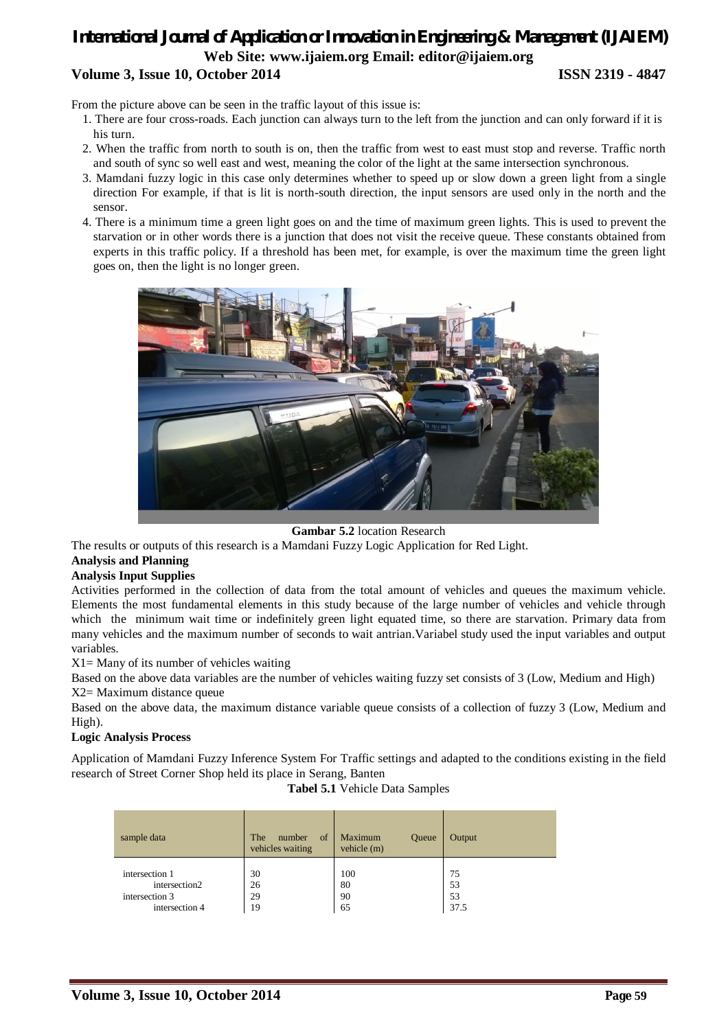From the picture above can be seen in the traffic layout of this issue is:

1. There are four cross-roads. Each junction can always turn to the left from the junction and can only forward if it is his turn.
2. When the traffic from north to south is on, then the traffic from west to east must stop and reverse. Traffic north and south of sync so well east and west, meaning the color of the light at the same intersection synchronous.
3. Mamdani fuzzy logic in this case only determines whether to speed up or slow down a green light from a single direction For example, if that is lit is north-south direction, the input sensors are used only in the north and the sensor.
4. There is a minimum time a green light goes on and the time of maximum green lights. This is used to prevent the starvation or in other words there is a junction that does not visit the receive queue. These constants obtained from experts in this traffic policy. If a threshold has been met, for example, is over the maximum time the green light goes on, then the light is no longer green.

**Gambar 5.2** location Research

The results or outputs of this research is a Mamdani Fuzzy Logic Application for Red Light.

**Analysis and Planning**

**Analysis Input Supplies**

Activities performed in the collection of data from the total amount of vehicles and queues the maximum vehicle. Elements the most fundamental elements in this study because of the large number of vehicles and vehicle through which the minimum wait time or indefinitely green light equated time, so there are starvation. Primary data from many vehicles and the maximum number of seconds to wait antrian.Variabel study used the input variables and output variables.

X1= Many of its number of vehicles waiting

Based on the above data variables are the number of vehicles waiting fuzzy set consists of 3 (Low, Medium and High)

X2= Maximum distance queue

Based on the above data, the maximum distance variable queue consists of a collection of fuzzy 3 (Low, Medium and High).

**Logic Analysis Process**

Application of Mamdani Fuzzy Inference System For Traffic settings and adapted to the conditions existing in the field research of Street Corner Shop held its place in Serang, Banten

**Tabel 5.1** Vehicle Data Samples

| sample data | The number of vehicles waiting | Maximum Queue vehicle (m) | Output |
|---|---|---|---|
| intersection 1 | 30 | 100 | 75 |
| intersection2 | 26 | 80 | 53 |
| intersection 3 | 29 | 90 | 53 |
| intersection 4 | 19 | 65 | 37.5 |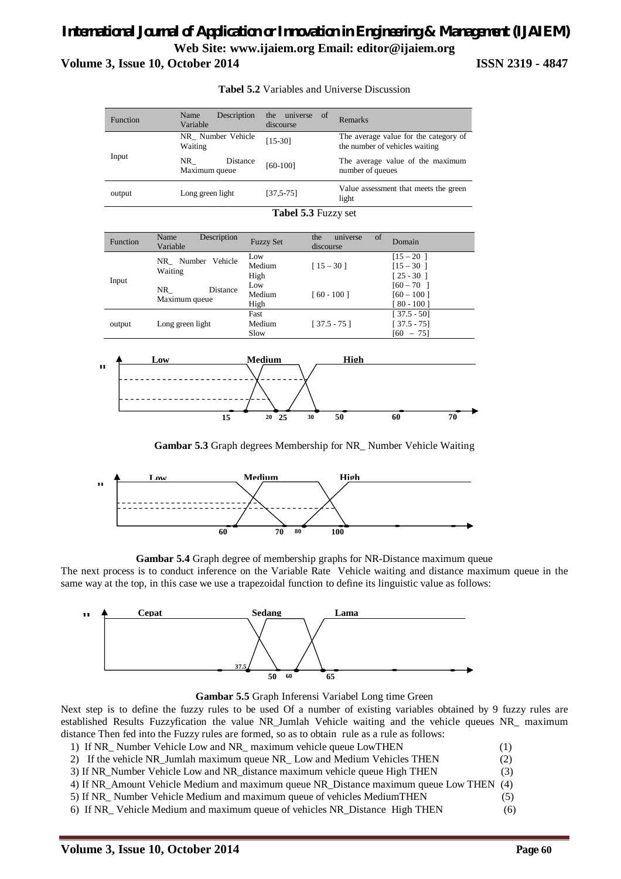**Tabel 5.2** Variables and Universe Discussion

| Function | Name Description Variable | the universe of discourse | Remarks |
|---|---|---|---|
| Input | NR_ Number Vehicle Waiting | [15-30] | The average value for the category of the number of vehicles waiting |
| | NR_ Distance Maximum queue | [60-100] | The average value of the maximum number of queues |
| output | Long green light | [37,5-75] | Value assessment that meets the green light |

**Tabel 5.3** Fuzzy set

| Function | Name Description Variable | Fuzzy Set | the universe of discourse | Domain |
|---|---|---|---|---|
| Input | NR_ Number Vehicle Waiting | Low | [ 15 – 30 ] | [15 – 20 ] |
| | | Medium | | [15 – 30 ] |
| | | High | | [ 25 - 30 ] |
| | NR_ Distance Maximum queue | Low | [ 60 - 100 ] | [60 – 70 ] |
| | | Medium | | [60 – 100 ] |
| | | High | | [ 80 - 100 ] |
| output | Long green light | Fast | [ 37.5 - 75 ] | [ 37.5 - 50] |
| | | Medium | | [ 37.5 - 75] |
| | | Slow | | [60 – 75] |

**Gambar 5.3** Graph degrees Membership for NR_ Number Vehicle Waiting

**Gambar 5.4** Graph degree of membership graphs for NR-Distance maximum queue

The next process is to conduct inference on the Variable Rate Vehicle waiting and distance maximum queue in the same way at the top, in this case we use a trapezoidal function to define its linguistic value as follows:

**Gambar 5.5** Graph Inferensi Variabel Long time Green

Next step is to define the fuzzy rules to be used Of a number of existing variables obtained by 9 fuzzy rules are established Results Fuzzyfication the value NR_Jumlah Vehicle waiting and the vehicle queues NR_ maximum distance Then fed into the Fuzzy rules are formed, so as to obtain rule as a rule as follows:

1) If NR_ Number Vehicle Low and NR_ maximum vehicle queue LowTHEN (1)
2) If the vehicle NR_Jumlah maximum queue NR_ Low and Medium Vehicles THEN (2)
3) If NR_Number Vehicle Low and NR_distance maximum vehicle queue High THEN (3)
4) If NR_Amount Vehicle Medium and maximum queue NR_Distance maximum queue Low THEN (4)
5) If NR_ Number Vehicle Medium and maximum queue of vehicles MediumTHEN (5)
6) If NR_ Vehicle Medium and maximum queue of vehicles NR_Distance High THEN (6)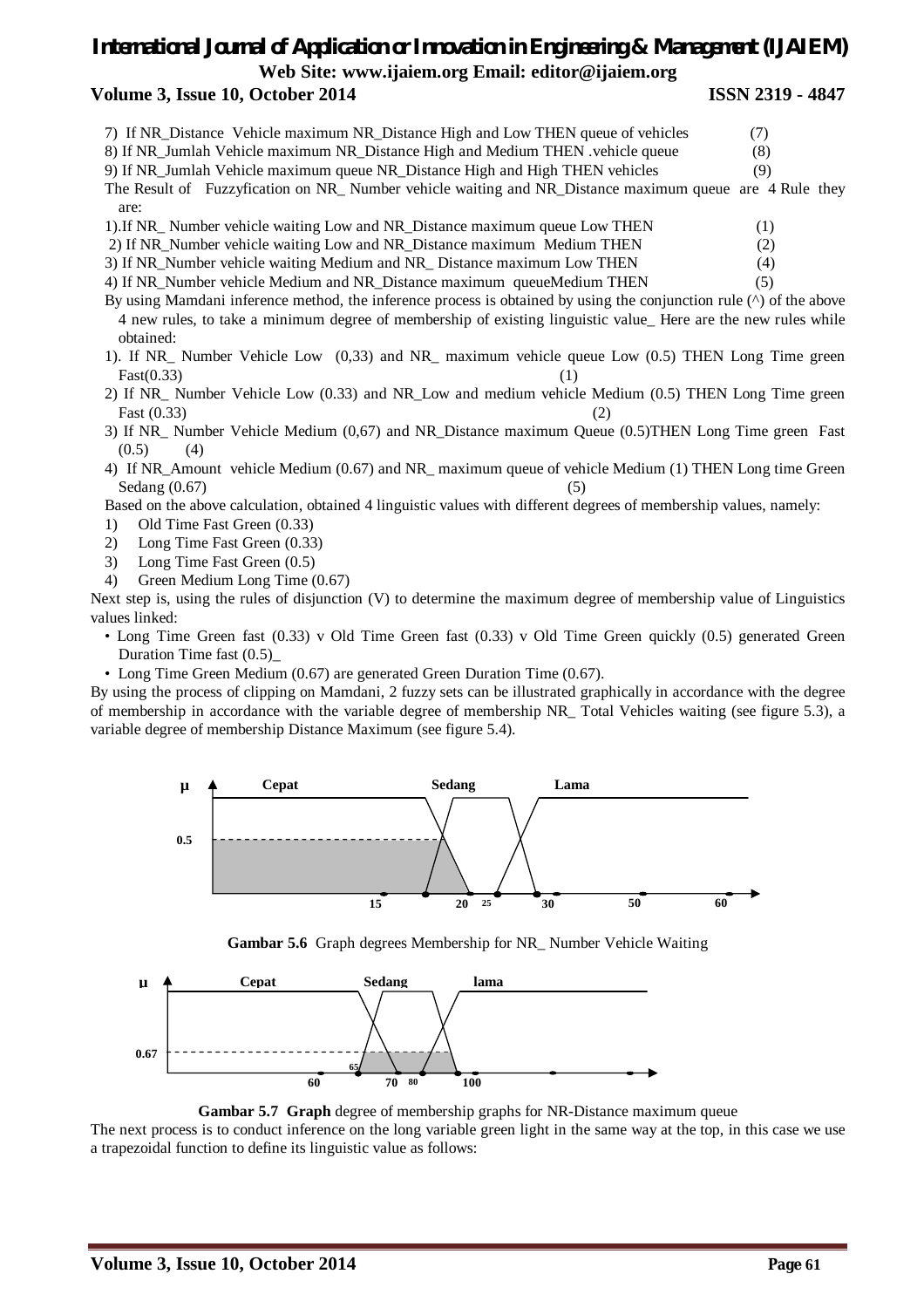7) If NR_Distance Vehicle maximum NR_Distance High and Low THEN queue of vehicles (7)

8) If NR_Jumlah Vehicle maximum NR_Distance High and Medium THEN .vehicle queue (8)

9) If NR_Jumlah Vehicle maximum queue NR_Distance High and High THEN vehicles (9)

The Result of Fuzzyfication on NR_ Number vehicle waiting and NR_Distance maximum queue are 4 Rule they are:

1).If NR_ Number vehicle waiting Low and NR_Distance maximum queue Low THEN (1)

2) If NR_Number vehicle waiting Low and NR_Distance maximum Medium THEN (2)

3) If NR_Number vehicle waiting Medium and NR_ Distance maximum Low THEN (4)

4) If NR_Number vehicle Medium and NR_Distance maximum queueMedium THEN (5)

By using Mamdani inference method, the inference process is obtained by using the conjunction rule (^) of the above 4 new rules, to take a minimum degree of membership of existing linguistic value_ Here are the new rules while obtained:

1). If NR_ Number Vehicle Low (0,33) and NR_ maximum vehicle queue Low (0.5) THEN Long Time green Fast(0.33) (1)

2) If NR_ Number Vehicle Low (0.33) and NR_Low and medium vehicle Medium (0.5) THEN Long Time green Fast (0.33) (2)

3) If NR_ Number Vehicle Medium (0,67) and NR_Distance maximum Queue (0.5)THEN Long Time green Fast (0.5) (4)

4) If NR_Amount vehicle Medium (0.67) and NR_ maximum queue of vehicle Medium (1) THEN Long time Green Sedang (0.67) (5)

Based on the above calculation, obtained 4 linguistic values with different degrees of membership values, namely:

1) Old Time Fast Green (0.33)
2) Long Time Fast Green (0.33)
3) Long Time Fast Green (0.5)
4) Green Medium Long Time (0.67)

Next step is, using the rules of disjunction (V) to determine the maximum degree of membership value of Linguistics values linked:

- Long Time Green fast (0.33) v Old Time Green fast (0.33) v Old Time Green quickly (0.5) generated Green Duration Time fast (0.5)_
- Long Time Green Medium (0.67) are generated Green Duration Time (0.67).

By using the process of clipping on Mamdani, 2 fuzzy sets can be illustrated graphically in accordance with the degree of membership in accordance with the variable degree of membership NR_ Total Vehicles waiting (see figure 5.3), a variable degree of membership Distance Maximum (see figure 5.4).

**Gambar 5.6** Graph degrees Membership for NR_ Number Vehicle Waiting

**Gambar 5.7 Graph** degree of membership graphs for NR-Distance maximum queue

The next process is to conduct inference on the long variable green light in the same way at the top, in this case we use a trapezoidal function to define its linguistic value as follows: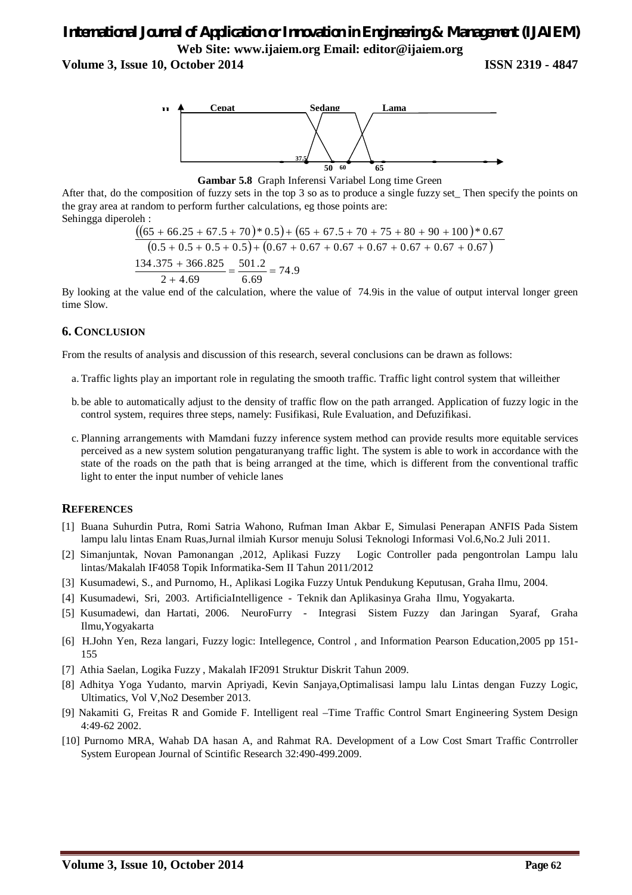μ
Cepat
Sedang
Lama
37.5
50
60
65

**Gambar 5.8** Graph Inferensi Variabel Long time Green

After that, do the composition of fuzzy sets in the top 3 so as to produce a single fuzzy set_ Then specify the points on the gray area at random to perform further calculations, eg those points are:

Sehingga diperoleh :

$$\frac{((65 + 66.25 + 67.5 + 70)*0.5) + (65 + 67.5 + 70 + 75 + 80 + 90 + 100)*0.67}{(0.5 + 0.5 + 0.5 + 0.5) + (0.67 + 0.67 + 0.67 + 0.67 + 0.67 + 0.67 + 0.67)}$$

$$\frac{134.375 + 366.825}{2 + 4.69} = \frac{501.2}{6.69} = 74.9$$

By looking at the value end of the calculation, where the value of 74.9is in the value of output interval longer green time Slow.

## 6. Conclusion

From the results of analysis and discussion of this research, several conclusions can be drawn as follows:

a. Traffic lights play an important role in regulating the smooth traffic. Traffic light control system that willeither

b. be able to automatically adjust to the density of traffic flow on the path arranged. Application of fuzzy logic in the control system, requires three steps, namely: Fusifikasi, Rule Evaluation, and Defuzifikasi.

c. Planning arrangements with Mamdani fuzzy inference system method can provide results more equitable services perceived as a new system solution pengaturanyang traffic light. The system is able to work in accordance with the state of the roads on the path that is being arranged at the time, which is different from the conventional traffic light to enter the input number of vehicle lanes

## References

[1] Buana Suhurdin Putra, Romi Satria Wahono, Rufman Iman Akbar E, Simulasi Penerapan ANFIS Pada Sistem lampu lalu lintas Enam Ruas,Jurnal ilmiah Kursor menuju Solusi Teknologi Informasi Vol.6,No.2 Juli 2011.

[2] Simanjuntak, Novan Pamonangan ,2012, Aplikasi Fuzzy Logic Controller pada pengontrolan Lampu lalu lintas/Makalah IF4058 Topik Informatika-Sem II Tahun 2011/2012

[3] Kusumadewi, S., and Purnomo, H., Aplikasi Logika Fuzzy Untuk Pendukung Keputusan, Graha Ilmu, 2004.

[4] Kusumadewi, Sri, 2003. ArtificiaIntelligence - Teknik dan Aplikasinya Graha Ilmu, Yogyakarta.

[5] Kusumadewi, dan Hartati, 2006. NeuroFurry - Integrasi Sistem Fuzzy dan Jaringan Syaraf, Graha Ilmu,Yogyakarta

[6] H.John Yen, Reza langari, Fuzzy logic: Intellegence, Control , and Information Pearson Education,2005 pp 151-155

[7] Athia Saelan, Logika Fuzzy , Makalah IF2091 Struktur Diskrit Tahun 2009.

[8] Adhitya Yoga Yudanto, marvin Apriyadi, Kevin Sanjaya,Optimalisasi lampu lalu Lintas dengan Fuzzy Logic, Ultimatics, Vol V,No2 Desember 2013.

[9] Nakamiti G, Freitas R and Gomide F. Intelligent real –Time Traffic Control Smart Engineering System Design 4:49-62 2002.

[10] Purnomo MRA, Wahab DA hasan A, and Rahmat RA. Development of a Low Cost Smart Traffic Contrroller System European Journal of Scintific Research 32:490-499.2009.